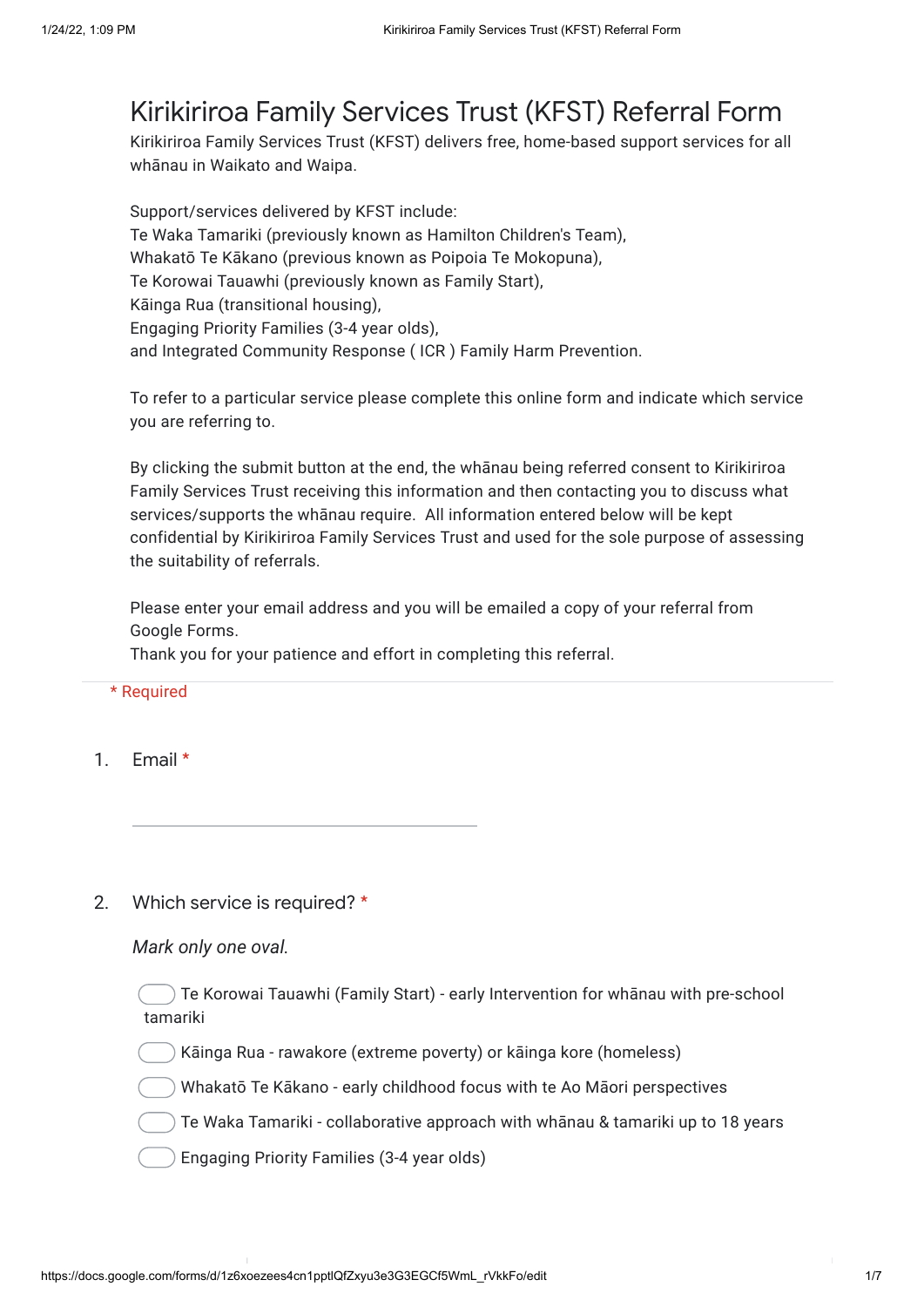# Kirikiriroa Family Services Trust (KFST) Referral Form

Kirikiriroa Family Services Trust (KFST) delivers free, home-based support services for all whānau in Waikato and Waipa.

Support/services delivered by KFST include:
Te Waka Tamariki (previously known as Hamilton Children's Team),
Whakatō Te Kākano (previous known as Poipoia Te Mokopuna),
Te Korowai Tauawhi (previously known as Family Start),
Kāinga Rua (transitional housing),
Engaging Priority Families (3-4 year olds),
and Integrated Community Response ( ICR ) Family Harm Prevention.

To refer to a particular service please complete this online form and indicate which service you are referring to.

By clicking the submit button at the end, the whānau being referred consent to Kirikiriroa Family Services Trust receiving this information and then contacting you to discuss what services/supports the whānau require. All information entered below will be kept confidential by Kirikiriroa Family Services Trust and used for the sole purpose of assessing the suitability of referrals.

Please enter your email address and you will be emailed a copy of your referral from Google Forms.
Thank you for your patience and effort in completing this referral.

\* Required

1. Email *

2. Which service is required? *

   *Mark only one oval.*

   - ◯ Te Korowai Tauawhi (Family Start) - early Intervention for whānau with pre-school tamariki
   - ◯ Kāinga Rua - rawakore (extreme poverty) or kāinga kore (homeless)
   - ◯ Whakatō Te Kākano - early childhood focus with te Ao Māori perspectives
   - ◯ Te Waka Tamariki - collaborative approach with whānau & tamariki up to 18 years
   - ◯ Engaging Priority Families (3-4 year olds)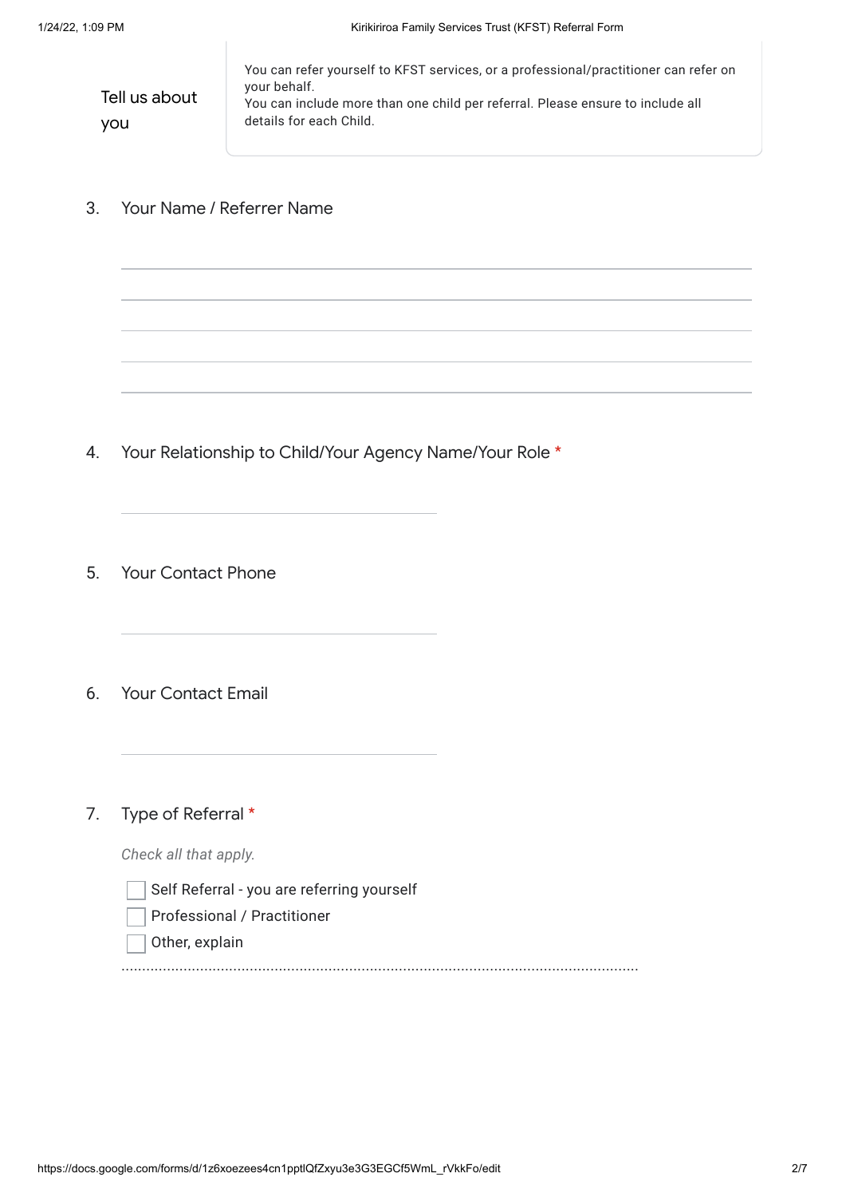## Tell us about you

You can refer yourself to KFST services, or a professional/practitioner can refer on your behalf.
You can include more than one child per referral. Please ensure to include all details for each Child.

3. Your Name / Referrer Name

4. Your Relationship to Child/Your Agency Name/Your Role *

5. Your Contact Phone

6. Your Contact Email

7. Type of Referral *

*Check all that apply.*

- [ ] Self Referral - you are referring yourself
- [ ] Professional / Practitioner
- [ ] Other, explain ..............................................................................................................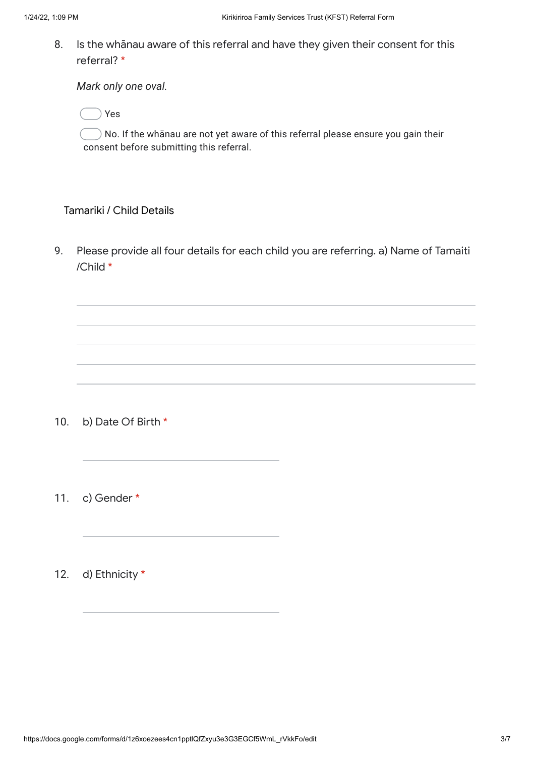8. Is the whānau aware of this referral and have they given their consent for this referral? *

*Mark only one oval.*

- Yes
- No. If the whānau are not yet aware of this referral please ensure you gain their consent before submitting this referral.

## Tamariki / Child Details

9. Please provide all four details for each child you are referring. a) Name of Tamaiti /Child *

10. b) Date Of Birth *

11. c) Gender *

12. d) Ethnicity *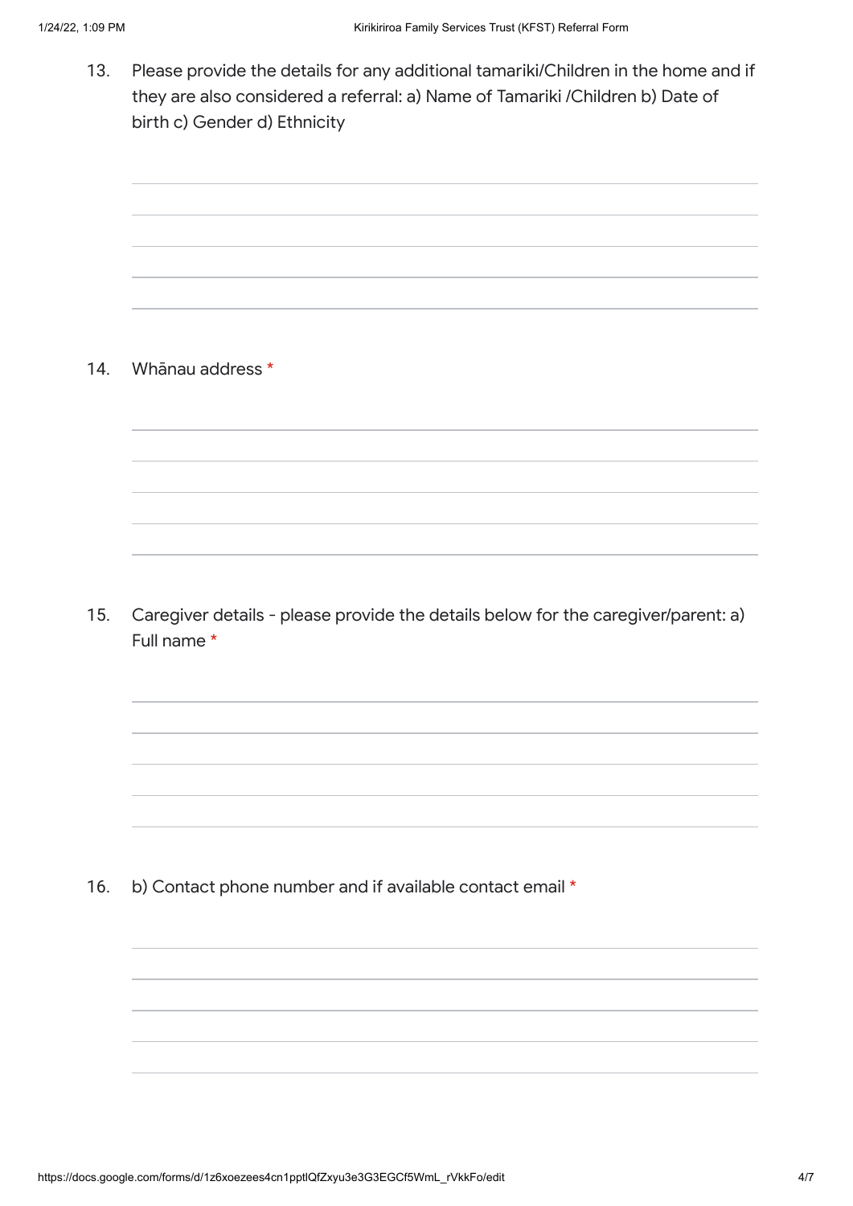13. Please provide the details for any additional tamariki/Children in the home and if they are also considered a referral: a) Name of Tamariki /Children b) Date of birth c) Gender d) Ethnicity

14. Whānau address *

15. Caregiver details - please provide the details below for the caregiver/parent: a) Full name *

16. b) Contact phone number and if available contact email *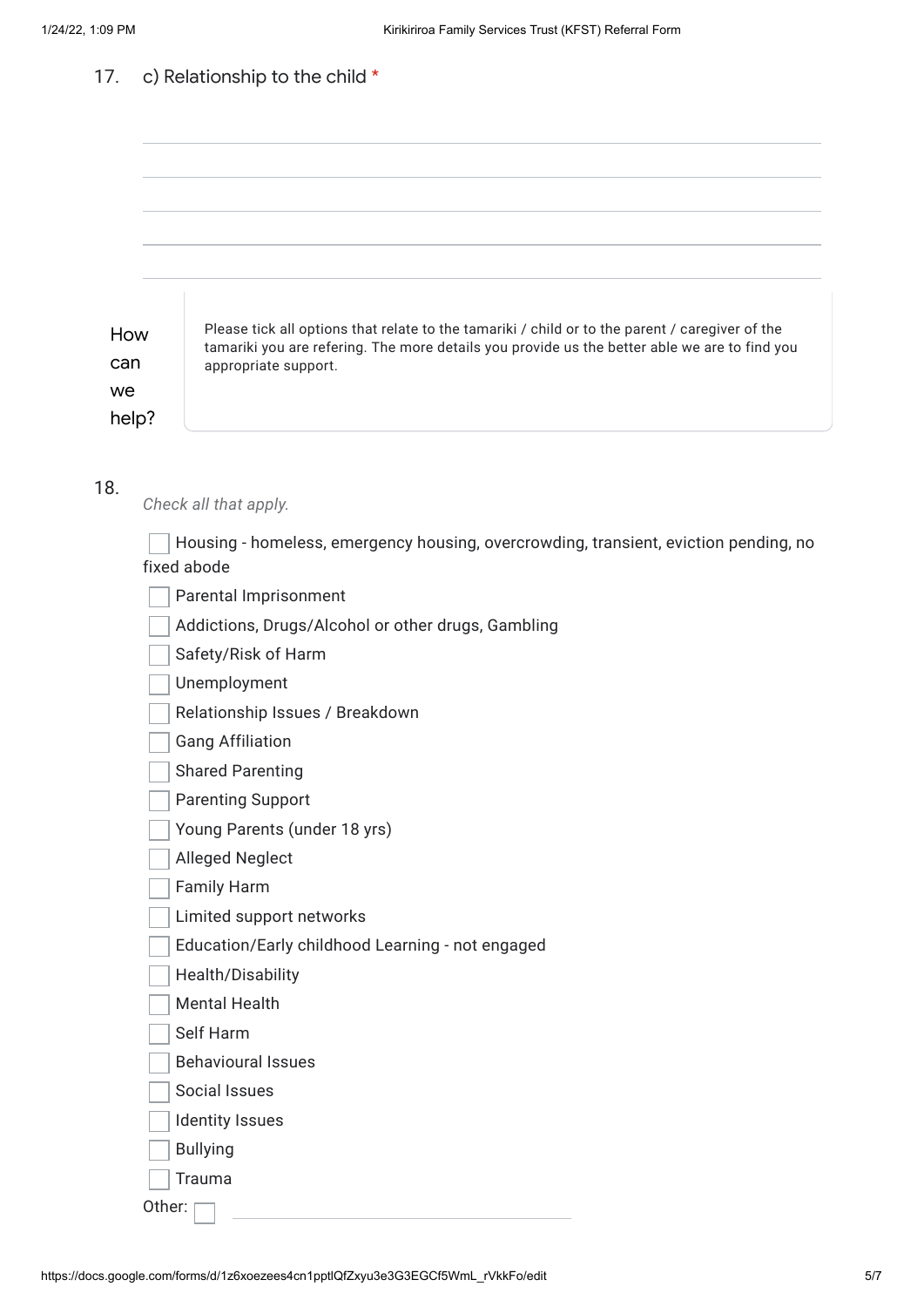17. c) Relationship to the child *

&nbsp;

&nbsp;

&nbsp;

&nbsp;

## How can we help?

Please tick all options that relate to the tamariki / child or to the parent / caregiver of the tamariki you are refering. The more details you provide us the better able we are to find you appropriate support.

18.

*Check all that apply.*

- [ ] Housing - homeless, emergency housing, overcrowding, transient, eviction pending, no fixed abode
- [ ] Parental Imprisonment
- [ ] Addictions, Drugs/Alcohol or other drugs, Gambling
- [ ] Safety/Risk of Harm
- [ ] Unemployment
- [ ] Relationship Issues / Breakdown
- [ ] Gang Affiliation
- [ ] Shared Parenting
- [ ] Parenting Support
- [ ] Young Parents (under 18 yrs)
- [ ] Alleged Neglect
- [ ] Family Harm
- [ ] Limited support networks
- [ ] Education/Early childhood Learning - not engaged
- [ ] Health/Disability
- [ ] Mental Health
- [ ] Self Harm
- [ ] Behavioural Issues
- [ ] Social Issues
- [ ] Identity Issues
- [ ] Bullying
- [ ] Trauma

Other: [ ] ______________________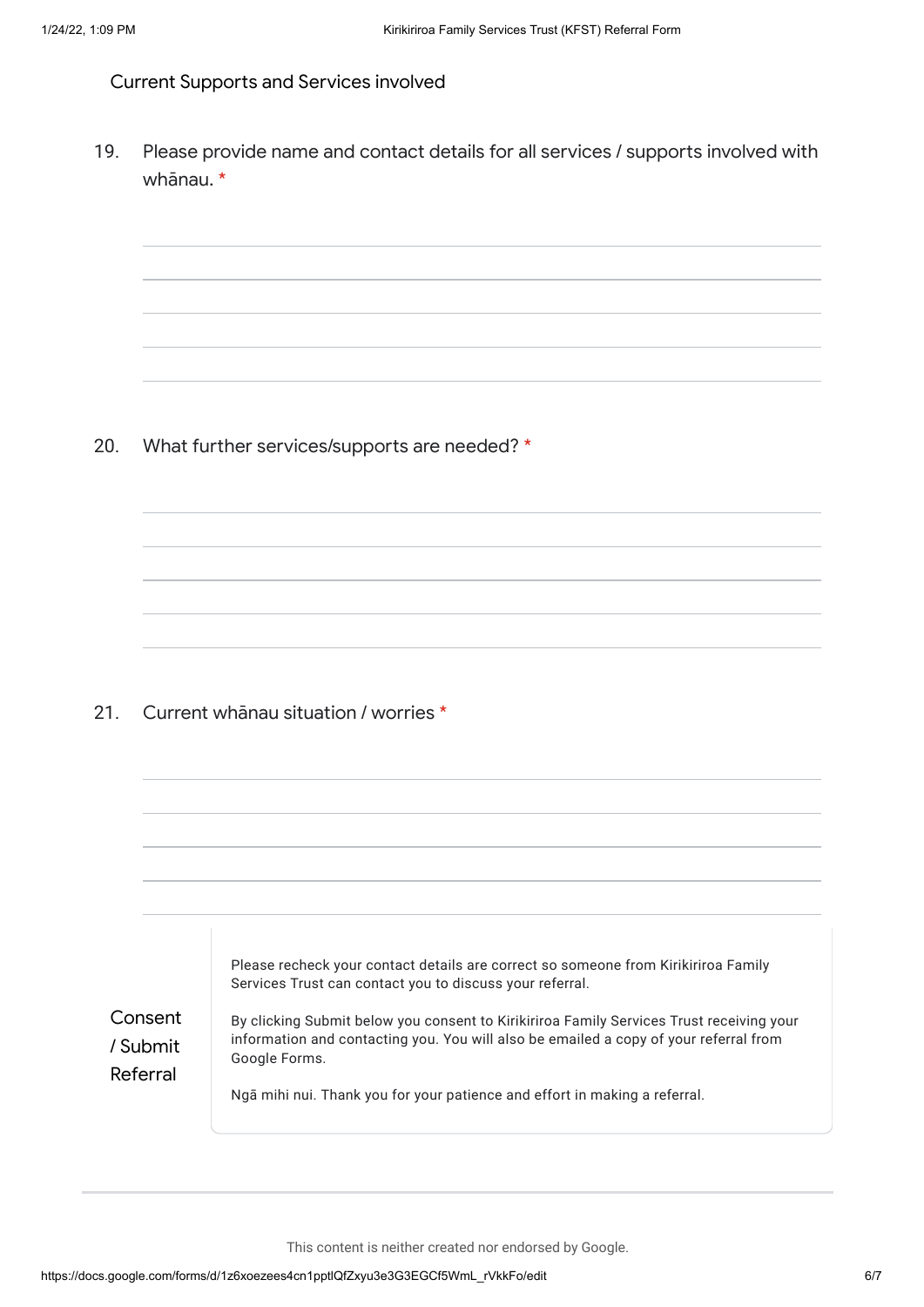## Current Supports and Services involved

19. Please provide name and contact details for all services / supports involved with whānau. *

20. What further services/supports are needed? *

21. Current whānau situation / worries *

### Consent / Submit Referral

Please recheck your contact details are correct so someone from Kirikiriroa Family Services Trust can contact you to discuss your referral.

By clicking Submit below you consent to Kirikiriroa Family Services Trust receiving your information and contacting you. You will also be emailed a copy of your referral from Google Forms.

Ngā mihi nui. Thank you for your patience and effort in making a referral.

This content is neither created nor endorsed by Google.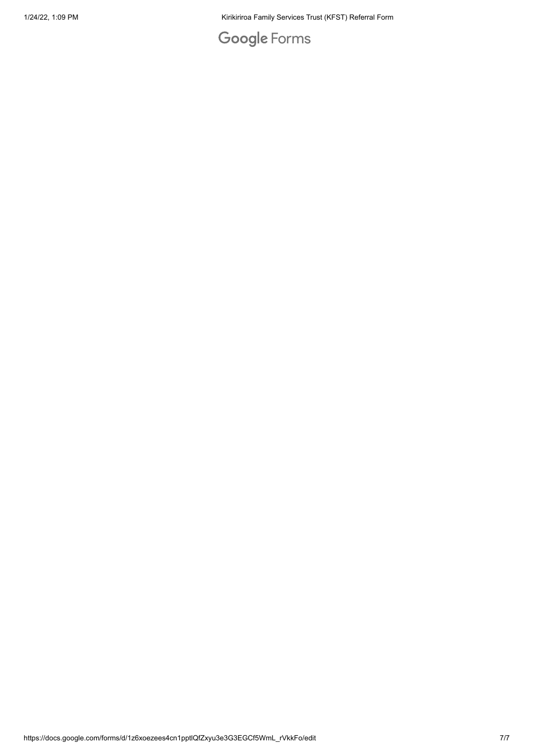Google Forms